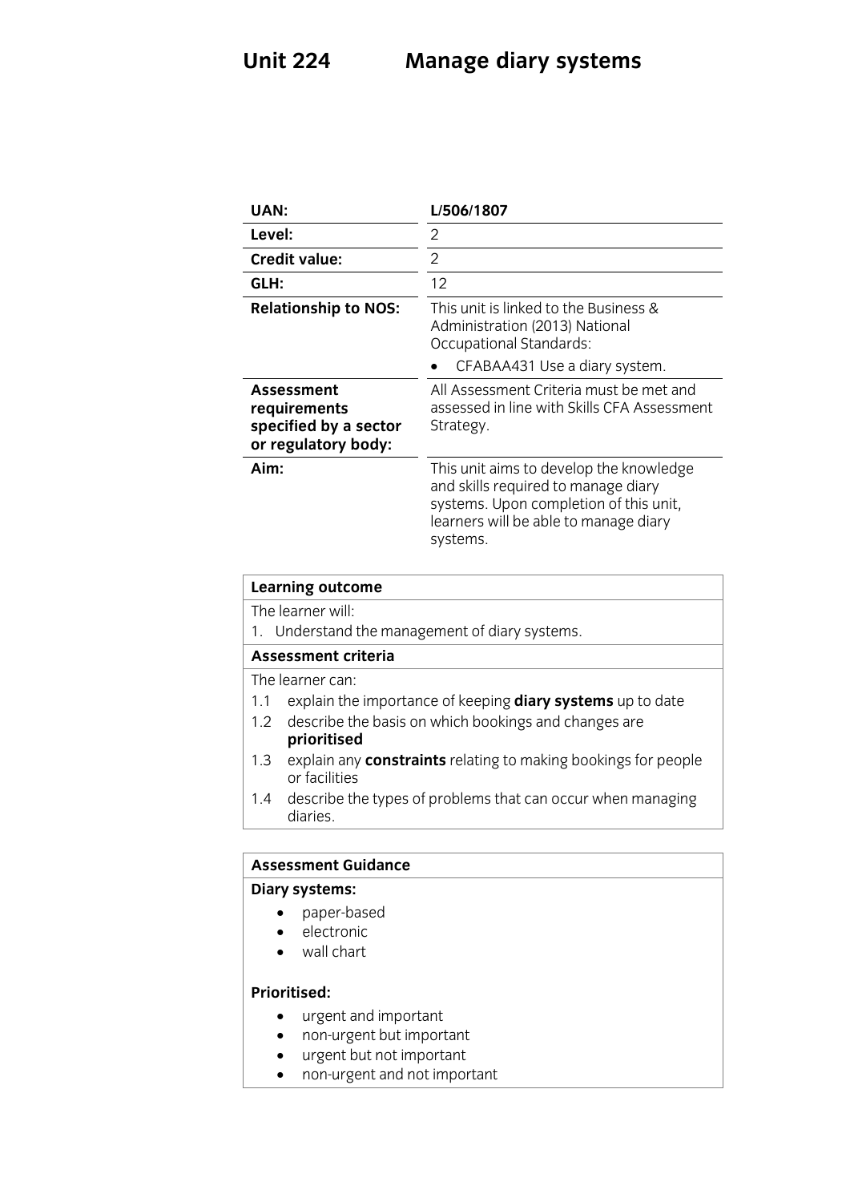# Unit 224 Manage diary systems

| | |
|---|---|
| **UAN:** | **L/506/1807** |
| **Level:** | 2 |
| **Credit value:** | 2 |
| **GLH:** | 12 |
| **Relationship to NOS:** | This unit is linked to the Business & Administration (2013) National Occupational Standards:<br>• CFABAA431 Use a diary system. |
| **Assessment requirements specified by a sector or regulatory body:** | All Assessment Criteria must be met and assessed in line with Skills CFA Assessment Strategy. |
| **Aim:** | This unit aims to develop the knowledge and skills required to manage diary systems. Upon completion of this unit, learners will be able to manage diary systems. |

| **Learning outcome** |
|---|
| The learner will: |
| 1. Understand the management of diary systems. |
| **Assessment criteria** |
| The learner can: |
| 1.1 explain the importance of keeping **diary systems** up to date |
| 1.2 describe the basis on which bookings and changes are **prioritised** |
| 1.3 explain any **constraints** relating to making bookings for people or facilities |
| 1.4 describe the types of problems that can occur when managing diaries. |

### Assessment Guidance

**Diary systems:**

- paper-based
- electronic
- wall chart

**Prioritised:**

- urgent and important
- non-urgent but important
- urgent but not important
- non-urgent and not important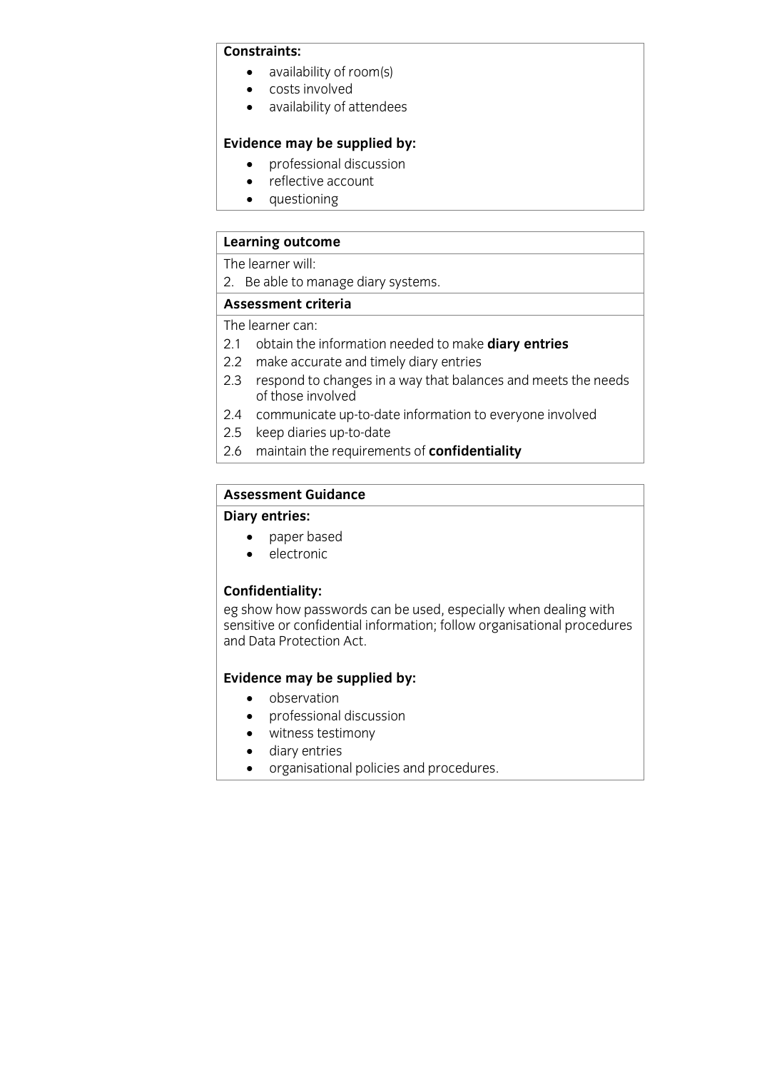**Constraints:**

- availability of room(s)
- costs involved
- availability of attendees

**Evidence may be supplied by:**

- professional discussion
- reflective account
- questioning

**Learning outcome**

The learner will:

2. Be able to manage diary systems.

**Assessment criteria**

The learner can:

2.1 obtain the information needed to make **diary entries**

2.2 make accurate and timely diary entries

2.3 respond to changes in a way that balances and meets the needs of those involved

2.4 communicate up-to-date information to everyone involved

2.5 keep diaries up-to-date

2.6 maintain the requirements of **confidentiality**

**Assessment Guidance**

**Diary entries:**

- paper based
- electronic

**Confidentiality:**

eg show how passwords can be used, especially when dealing with sensitive or confidential information; follow organisational procedures and Data Protection Act.

**Evidence may be supplied by:**

- observation
- professional discussion
- witness testimony
- diary entries
- organisational policies and procedures.